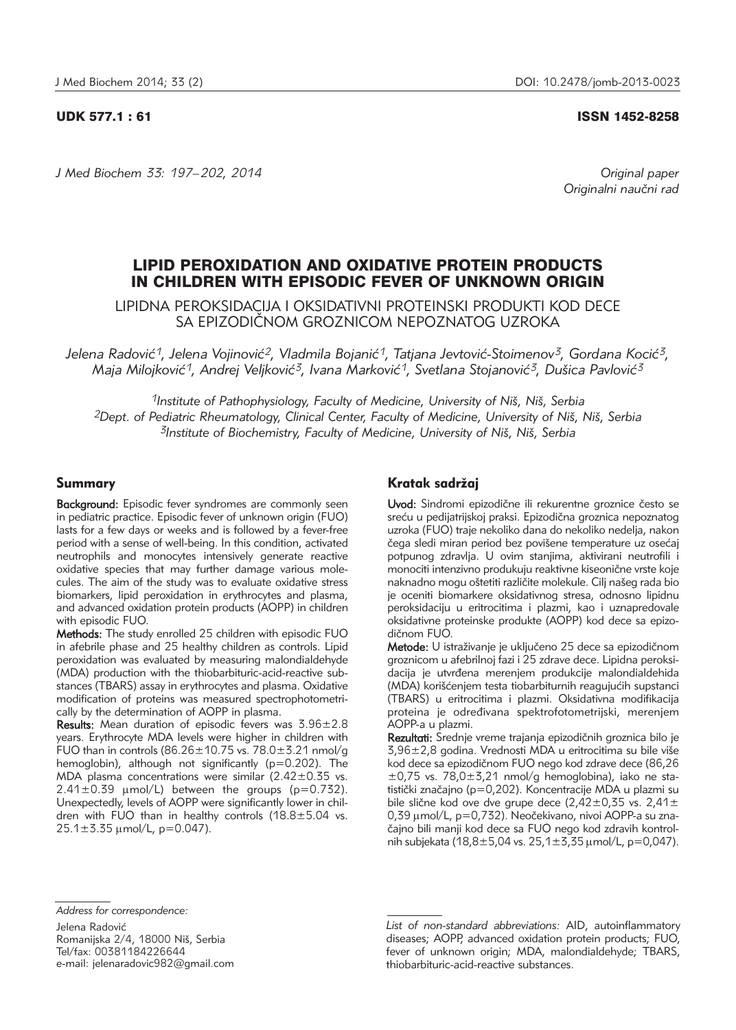UDK 577.1 : 61 ISSN 1452-8258

*J Med Biochem 33: 197–202, 2014*

*Original paper*
*Originalni naučni rad*

# LIPID PEROXIDATION AND OXIDATIVE PROTEIN PRODUCTS IN CHILDREN WITH EPISODIC FEVER OF UNKNOWN ORIGIN

## LIPIDNA PEROKSIDACIJA I OKSIDATIVNI PROTEINSKI PRODUKTI KOD DECE SA EPIZODIČNOM GROZNICOM NEPOZNATOG UZROKA

*Jelena Radović[1], Jelena Vojinović[2], Vladmila Bojanić[1], Tatjana Jevtović-Stoimenov[3], Gordana Kocić[3], Maja Milojković[1], Andrej Veljković[3], Ivana Marković[1], Svetlana Stojanović[3], Dušica Pavlović[3]*

*[1]Institute of Pathophysiology, Faculty of Medicine, University of Niš, Niš, Serbia*
*[2]Dept. of Pediatric Rheumatology, Clinical Center, Faculty of Medicine, University of Niš, Niš, Serbia*
*[3]Institute of Biochemistry, Faculty of Medicine, University of Niš, Niš, Serbia*

## Summary

**Background:** Episodic fever syndromes are commonly seen in pediatric practice. Episodic fever of unknown origin (FUO) lasts for a few days or weeks and is followed by a fever-free period with a sense of well-being. In this condition, activated neutrophils and monocytes intensively generate reactive oxidative species that may further damage various molecules. The aim of the study was to evaluate oxidative stress biomarkers, lipid peroxidation in erythrocytes and plasma, and advanced oxidation protein products (AOPP) in children with episodic FUO.

**Methods:** The study enrolled 25 children with episodic FUO in afebrile phase and 25 healthy children as controls. Lipid peroxidation was evaluated by measuring malondialdehyde (MDA) production with the thiobarbituric-acid-reactive substances (TBARS) assay in erythrocytes and plasma. Oxidative modification of proteins was measured spectrophotometrically by the determination of AOPP in plasma.

**Results:** Mean duration of episodic fevers was 3.96±2.8 years. Erythrocyte MDA levels were higher in children with FUO than in controls (86.26±10.75 vs. 78.0±3.21 nmol/g hemoglobin), although not significantly (p=0.202). The MDA plasma concentrations were similar (2.42±0.35 vs. 2.41±0.39 μmol/L) between the groups (p=0.732). Unexpectedly, levels of AOPP were significantly lower in children with FUO than in healthy controls (18.8±5.04 vs. 25.1±3.35 μmol/L, p=0.047).

## Kratak sadržaj

**Uvod:** Sindromi epizodične ili rekurentne groznice često se sreću u pedijatrijskoj praksi. Epizodična groznica nepoznatog uzroka (FUO) traje nekoliko dana do nekoliko nedelja, nakon čega sledi miran period bez povišene temperature uz osećaj potpunog zdravlja. U ovim stanjima, aktivirani neutrofili i monociti intenzivno produkuju reaktivne kiseonične vrste koje naknadno mogu oštetiti različite molekule. Cilj našeg rada bio je oceniti biomarkere oksidativnog stresa, odnosno lipidnu peroksidaciju u eritrocitima i plazmi, kao i uznapredovale oksidativne proteinske produkte (AOPP) kod dece sa epizodičnom FUO.

**Metode:** U istraživanje je uključeno 25 dece sa epizodičnom groznicom u afebrilnoj fazi i 25 zdrave dece. Lipidna peroksidacija je utvrđena merenjem produkcije malondialdehida (MDA) korišćenjem testa tiobarbiturnih reagujućih supstanci (TBARS) u eritrocitima i plazmi. Oksidativna modifikacija proteina je određivana spektrofotometrijski, merenjem AOPP-a u plazmi.

**Rezultati:** Srednje vreme trajanja epizodičnih groznica bilo je 3,96±2,8 godina. Vrednosti MDA u eritrocitima su bile više kod dece sa epizodičnom FUO nego kod zdrave dece (86,26±0,75 vs. 78,0±3,21 nmol/g hemoglobina), iako ne statistički značajno (p=0,202). Koncentracije MDA u plazmi su bile slične kod ove dve grupe dece (2,42±0,35 vs. 2,41±0,39 μmol/L, p=0,732). Neočekivano, nivoi AOPP-a su značajno bili manji kod dece sa FUO nego kod zdravih kontrolnih subjekata (18,8±5,04 vs. 25,1±3,35 μmol/L, p=0,047).

---

*Address for correspondence:*

Jelena Radović
Romanijska 2/4, 18000 Niš, Serbia
Tel/fax: 00381184226644
e-mail: jelenaradovic982@gmail.com

*List of non-standard abbreviations:* AID, autoinflammatory diseases; AOPP, advanced oxidation protein products; FUO, fever of unknown origin; MDA, malondialdehyde; TBARS, thiobarbituric-acid-reactive substances.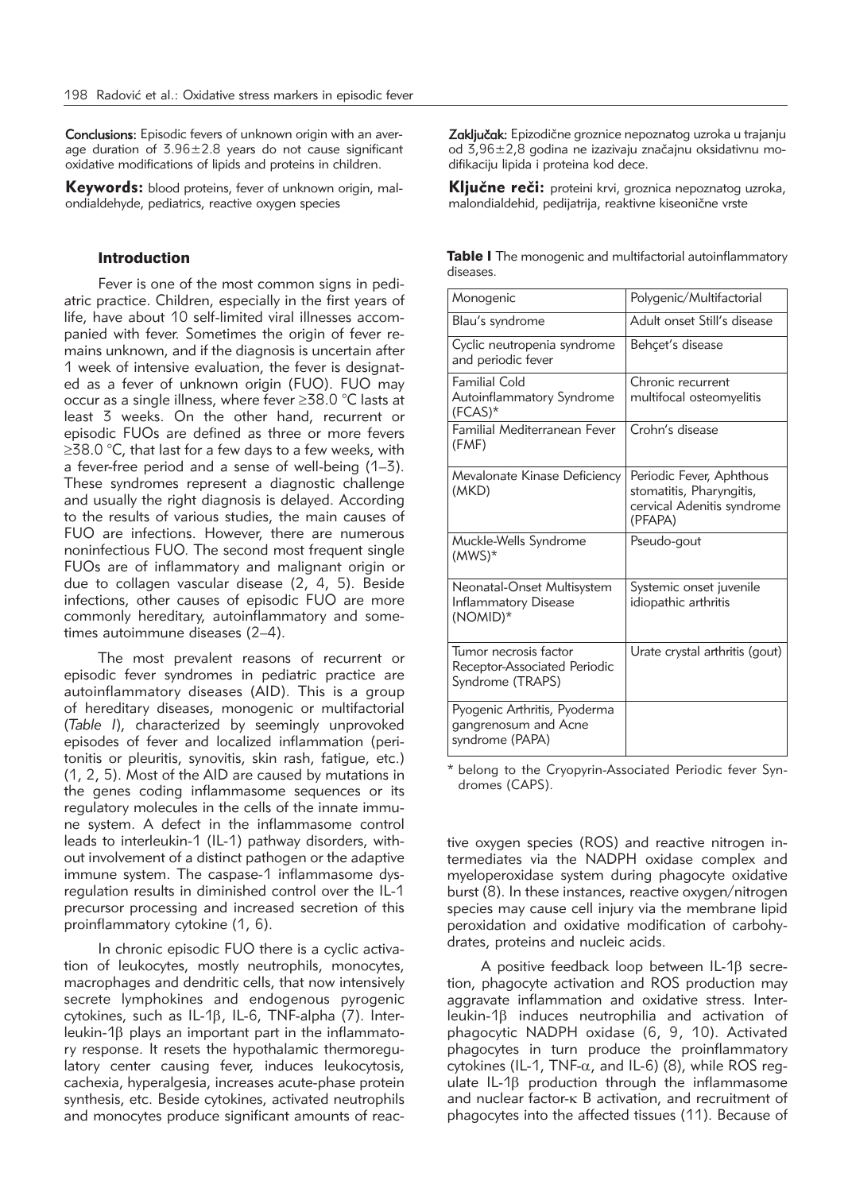**Conclusions:** Episodic fevers of unknown origin with an average duration of 3.96±2.8 years do not cause significant oxidative modifications of lipids and proteins in children.

**Keywords:** blood proteins, fever of unknown origin, malondialdehyde, pediatrics, reactive oxygen species

**Zaključak:** Epizodične groznice nepoznatog uzroka u trajanju od 3,96±2,8 godina ne izazivaju značajnu oksidativnu modifikaciju lipida i proteina kod dece.

**Ključne reči:** proteini krvi, groznica nepoznatog uzroka, malondialdehid, pedijatrija, reaktivne kiseonične vrste

## Introduction

Fever is one of the most common signs in pediatric practice. Children, especially in the first years of life, have about 10 self-limited viral illnesses accompanied with fever. Sometimes the origin of fever remains unknown, and if the diagnosis is uncertain after 1 week of intensive evaluation, the fever is designated as a fever of unknown origin (FUO). FUO may occur as a single illness, where fever ≥38.0 °C lasts at least 3 weeks. On the other hand, recurrent or episodic FUOs are defined as three or more fevers ≥38.0 °C, that last for a few days to a few weeks, with a fever-free period and a sense of well-being (1–3). These syndromes represent a diagnostic challenge and usually the right diagnosis is delayed. According to the results of various studies, the main causes of FUO are infections. However, there are numerous noninfectious FUO. The second most frequent single FUOs are of inflammatory and malignant origin or due to collagen vascular disease (2, 4, 5). Beside infections, other causes of episodic FUO are more commonly hereditary, autoinflammatory and sometimes autoimmune diseases (2–4).

The most prevalent reasons of recurrent or episodic fever syndromes in pediatric practice are autoinflammatory diseases (AID). This is a group of hereditary diseases, monogenic or multifactorial (*Table I*), characterized by seemingly unprovoked episodes of fever and localized inflammation (peritonitis or pleuritis, synovitis, skin rash, fatigue, etc.) (1, 2, 5). Most of the AID are caused by mutations in the genes coding inflammasome sequences or its regulatory molecules in the cells of the innate immune system. A defect in the inflammasome control leads to interleukin-1 (IL-1) pathway disorders, without involvement of a distinct pathogen or the adaptive immune system. The caspase-1 inflammasome dysregulation results in diminished control over the IL-1 precursor processing and increased secretion of this proinflammatory cytokine (1, 6).

In chronic episodic FUO there is a cyclic activation of leukocytes, mostly neutrophils, monocytes, macrophages and dendritic cells, that now intensively secrete lymphokines and endogenous pyrogenic cytokines, such as IL-1β, IL-6, TNF-alpha (7). Interleukin-1β plays an important part in the inflammatory response. It resets the hypothalamic thermoregulatory center causing fever, induces leukocytosis, cachexia, hyperalgesia, increases acute-phase protein synthesis, etc. Beside cytokines, activated neutrophils and monocytes produce significant amounts of reactive oxygen species (ROS) and reactive nitrogen intermediates via the NADPH oxidase complex and myeloperoxidase system during phagocyte oxidative burst (8). In these instances, reactive oxygen/nitrogen species may cause cell injury via the membrane lipid peroxidation and oxidative modification of carbohydrates, proteins and nucleic acids.

A positive feedback loop between IL-1β secretion, phagocyte activation and ROS production may aggravate inflammation and oxidative stress. Interleukin-1β induces neutrophilia and activation of phagocytic NADPH oxidase (6, 9, 10). Activated phagocytes in turn produce the proinflammatory cytokines (IL-1, TNF-α, and IL-6) (8), while ROS regulate IL-1β production through the inflammasome and nuclear factor-κ B activation, and recruitment of phagocytes into the affected tissues (11). Because of

**Table I** The monogenic and multifactorial autoinflammatory diseases.

| Monogenic | Polygenic/Multifactorial |
|---|---|
| Blau's syndrome | Adult onset Still's disease |
| Cyclic neutropenia syndrome and periodic fever | Behçet's disease |
| Familial Cold Autoinflammatory Syndrome (FCAS)* | Chronic recurrent multifocal osteomyelitis |
| Familial Mediterranean Fever (FMF) | Crohn's disease |
| Mevalonate Kinase Deficiency (MKD) | Periodic Fever, Aphthous stomatitis, Pharyngitis, cervical Adenitis syndrome (PFAPA) |
| Muckle-Wells Syndrome (MWS)* | Pseudo-gout |
| Neonatal-Onset Multisystem Inflammatory Disease (NOMID)* | Systemic onset juvenile idiopathic arthritis |
| Tumor necrosis factor Receptor-Associated Periodic Syndrome (TRAPS) | Urate crystal arthritis (gout) |
| Pyogenic Arthritis, Pyoderma gangrenosum and Acne syndrome (PAPA) | |

\* belong to the Cryopyrin-Associated Periodic fever Syndromes (CAPS).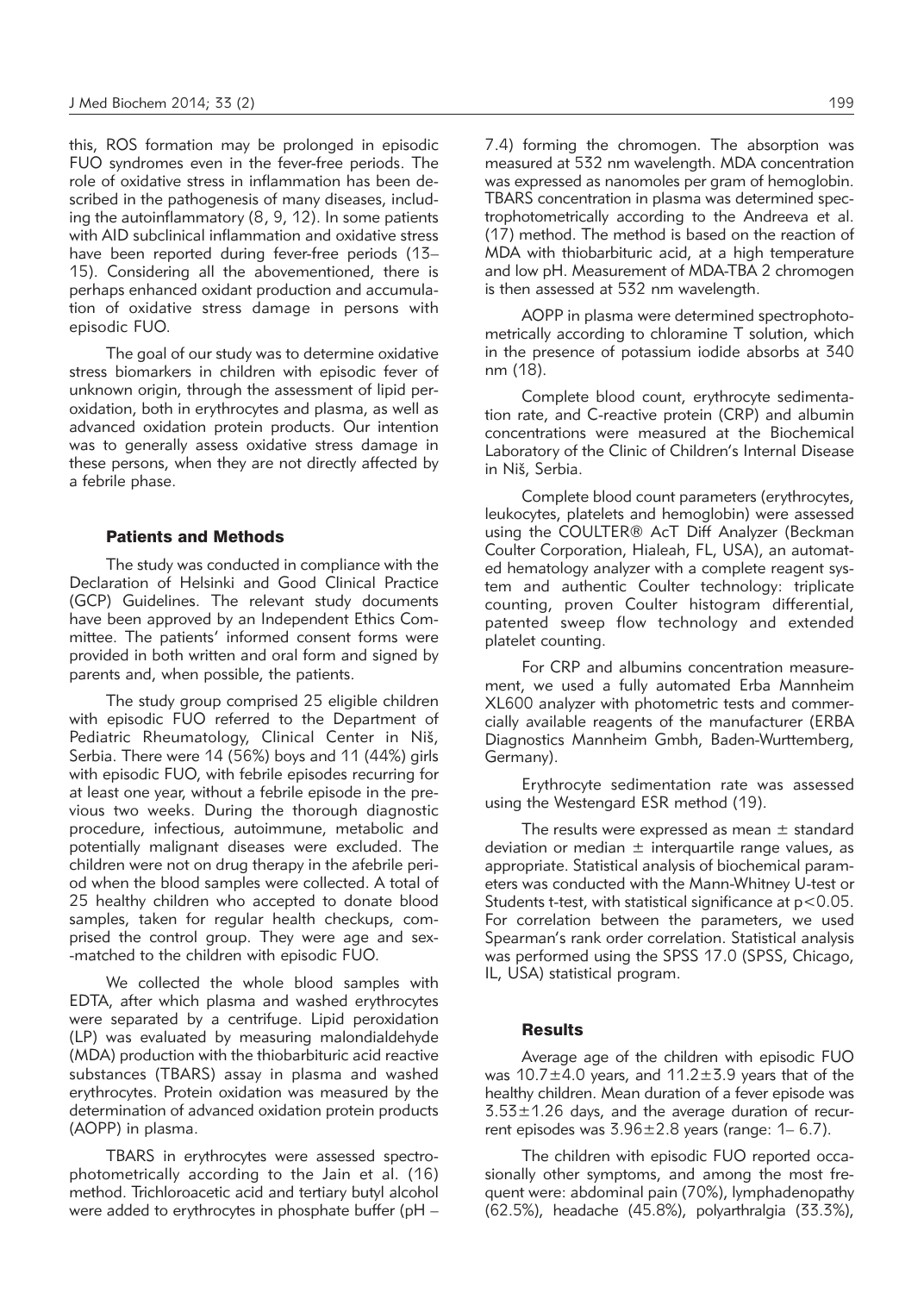this, ROS formation may be prolonged in episodic FUO syndromes even in the fever-free periods. The role of oxidative stress in inflammation has been described in the pathogenesis of many diseases, including the autoinflammatory (8, 9, 12). In some patients with AID subclinical inflammation and oxidative stress have been reported during fever-free periods (13–15). Considering all the abovementioned, there is perhaps enhanced oxidant production and accumulation of oxidative stress damage in persons with episodic FUO.

The goal of our study was to determine oxidative stress biomarkers in children with episodic fever of unknown origin, through the assessment of lipid peroxidation, both in erythrocytes and plasma, as well as advanced oxidation protein products. Our intention was to generally assess oxidative stress damage in these persons, when they are not directly affected by a febrile phase.

## Patients and Methods

The study was conducted in compliance with the Declaration of Helsinki and Good Clinical Practice (GCP) Guidelines. The relevant study documents have been approved by an Independent Ethics Committee. The patients' informed consent forms were provided in both written and oral form and signed by parents and, when possible, the patients.

The study group comprised 25 eligible children with episodic FUO referred to the Department of Pediatric Rheumatology, Clinical Center in Niš, Serbia. There were 14 (56%) boys and 11 (44%) girls with episodic FUO, with febrile episodes recurring for at least one year, without a febrile episode in the previous two weeks. During the thorough diagnostic procedure, infectious, autoimmune, metabolic and potentially malignant diseases were excluded. The children were not on drug therapy in the afebrile period when the blood samples were collected. A total of 25 healthy children who accepted to donate blood samples, taken for regular health checkups, comprised the control group. They were age and sex-matched to the children with episodic FUO.

We collected the whole blood samples with EDTA, after which plasma and washed erythrocytes were separated by a centrifuge. Lipid peroxidation (LP) was evaluated by measuring malondialdehyde (MDA) production with the thiobarbituric acid reactive substances (TBARS) assay in plasma and washed erythrocytes. Protein oxidation was measured by the determination of advanced oxidation protein products (AOPP) in plasma.

TBARS in erythrocytes were assessed spectrophotometrically according to the Jain et al. (16) method. Trichloroacetic acid and tertiary butyl alcohol were added to erythrocytes in phosphate buffer (pH – 7.4) forming the chromogen. The absorption was measured at 532 nm wavelength. MDA concentration was expressed as nanomoles per gram of hemoglobin. TBARS concentration in plasma was determined spectrophotometrically according to the Andreeva et al. (17) method. The method is based on the reaction of MDA with thiobarbituric acid, at a high temperature and low pH. Measurement of MDA-TBA 2 chromogen is then assessed at 532 nm wavelength.

AOPP in plasma were determined spectrophotometrically according to chloramine T solution, which in the presence of potassium iodide absorbs at 340 nm (18).

Complete blood count, erythrocyte sedimentation rate, and C-reactive protein (CRP) and albumin concentrations were measured at the Biochemical Laboratory of the Clinic of Children's Internal Disease in Niš, Serbia.

Complete blood count parameters (erythrocytes, leukocytes, platelets and hemoglobin) were assessed using the COULTER® AcT Diff Analyzer (Beckman Coulter Corporation, Hialeah, FL, USA), an automated hematology analyzer with a complete reagent system and authentic Coulter technology: triplicate counting, proven Coulter histogram differential, patented sweep flow technology and extended platelet counting.

For CRP and albumins concentration measurement, we used a fully automated Erba Mannheim XL600 analyzer with photometric tests and commercially available reagents of the manufacturer (ERBA Diagnostics Mannheim Gmbh, Baden-Wurttemberg, Germany).

Erythrocyte sedimentation rate was assessed using the Westengard ESR method (19).

The results were expressed as mean $\pm$ standard deviation or median $\pm$ interquartile range values, as appropriate. Statistical analysis of biochemical parameters was conducted with the Mann-Whitney U-test or Students t-test, with statistical significance at $p<0.05$. For correlation between the parameters, we used Spearman's rank order correlation. Statistical analysis was performed using the SPSS 17.0 (SPSS, Chicago, IL, USA) statistical program.

## Results

Average age of the children with episodic FUO was $10.7\pm4.0$ years, and $11.2\pm3.9$ years that of the healthy children. Mean duration of a fever episode was $3.53\pm1.26$ days, and the average duration of recurrent episodes was $3.96\pm2.8$ years (range: 1– 6.7).

The children with episodic FUO reported occasionally other symptoms, and among the most frequent were: abdominal pain (70%), lymphadenopathy (62.5%), headache (45.8%), polyarthralgia (33.3%),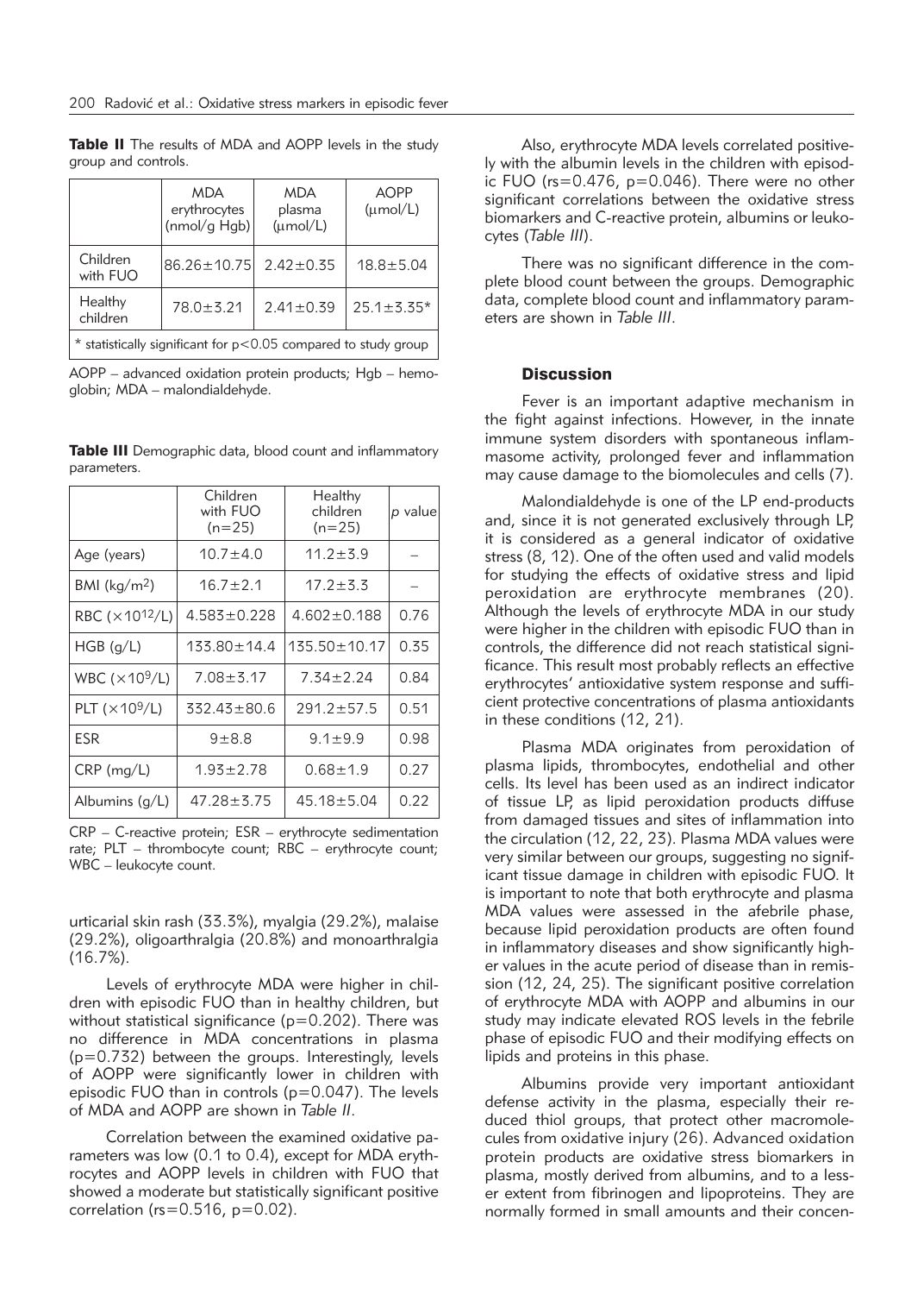**Table II** The results of MDA and AOPP levels in the study group and controls.

| | MDA erythrocytes (nmol/g Hgb) | MDA plasma (μmol/L) | AOPP (μmol/L) |
|---|---|---|---|
| Children with FUO | 86.26±10.75 | 2.42±0.35 | 18.8±5.04 |
| Healthy children | 78.0±3.21 | 2.41±0.39 | 25.1±3.35* |
| * statistically significant for $p<0.05$ compared to study group | | | |

AOPP – advanced oxidation protein products; Hgb – hemoglobin; MDA – malondialdehyde.

**Table III** Demographic data, blood count and inflammatory parameters.

| | Children with FUO (n=25) | Healthy children (n=25) | *p* value |
|---|---|---|---|
| Age (years) | 10.7±4.0 | 11.2±3.9 | – |
| BMI (kg/m$^2$) | 16.7±2.1 | 17.2±3.3 | – |
| RBC (×10$^{12}$/L) | 4.583±0.228 | 4.602±0.188 | 0.76 |
| HGB (g/L) | 133.80±14.4 | 135.50±10.17 | 0.35 |
| WBC (×10$^9$/L) | 7.08±3.17 | 7.34±2.24 | 0.84 |
| PLT (×10$^9$/L) | 332.43±80.6 | 291.2±57.5 | 0.51 |
| ESR | 9±8.8 | 9.1±9.9 | 0.98 |
| CRP (mg/L) | 1.93±2.78 | 0.68±1.9 | 0.27 |
| Albumins (g/L) | 47.28±3.75 | 45.18±5.04 | 0.22 |

CRP – C-reactive protein; ESR – erythrocyte sedimentation rate; PLT – thrombocyte count; RBC – erythrocyte count; WBC – leukocyte count.

urticarial skin rash (33.3%), myalgia (29.2%), malaise (29.2%), oligoarthralgia (20.8%) and monoarthralgia (16.7%).

Levels of erythrocyte MDA were higher in children with episodic FUO than in healthy children, but without statistical significance ($p=0.202$). There was no difference in MDA concentrations in plasma ($p=0.732$) between the groups. Interestingly, levels of AOPP were significantly lower in children with episodic FUO than in controls ($p=0.047$). The levels of MDA and AOPP are shown in *Table II*.

Correlation between the examined oxidative parameters was low (0.1 to 0.4), except for MDA erythrocytes and AOPP levels in children with FUO that showed a moderate but statistically significant positive correlation ($rs=0.516$, $p=0.02$).

Also, erythrocyte MDA levels correlated positively with the albumin levels in the children with episodic FUO ($rs=0.476$, $p=0.046$). There were no other significant correlations between the oxidative stress biomarkers and C-reactive protein, albumins or leukocytes (*Table III*).

There was no significant difference in the complete blood count between the groups. Demographic data, complete blood count and inflammatory parameters are shown in *Table III*.

## Discussion

Fever is an important adaptive mechanism in the fight against infections. However, in the innate immune system disorders with spontaneous inflammasome activity, prolonged fever and inflammation may cause damage to the biomolecules and cells (7).

Malondialdehyde is one of the LP end-products and, since it is not generated exclusively through LP, it is considered as a general indicator of oxidative stress (8, 12). One of the often used and valid models for studying the effects of oxidative stress and lipid peroxidation are erythrocyte membranes (20). Although the levels of erythrocyte MDA in our study were higher in the children with episodic FUO than in controls, the difference did not reach statistical significance. This result most probably reflects an effective erythrocytes' antioxidative system response and sufficient protective concentrations of plasma antioxidants in these conditions (12, 21).

Plasma MDA originates from peroxidation of plasma lipids, thrombocytes, endothelial and other cells. Its level has been used as an indirect indicator of tissue LP, as lipid peroxidation products diffuse from damaged tissues and sites of inflammation into the circulation (12, 22, 23). Plasma MDA values were very similar between our groups, suggesting no significant tissue damage in children with episodic FUO. It is important to note that both erythrocyte and plasma MDA values were assessed in the afebrile phase, because lipid peroxidation products are often found in inflammatory diseases and show significantly higher values in the acute period of disease than in remission (12, 24, 25). The significant positive correlation of erythrocyte MDA with AOPP and albumins in our study may indicate elevated ROS levels in the febrile phase of episodic FUO and their modifying effects on lipids and proteins in this phase.

Albumins provide very important antioxidant defense activity in the plasma, especially their reduced thiol groups, that protect other macromolecules from oxidative injury (26). Advanced oxidation protein products are oxidative stress biomarkers in plasma, mostly derived from albumins, and to a lesser extent from fibrinogen and lipoproteins. They are normally formed in small amounts and their concen-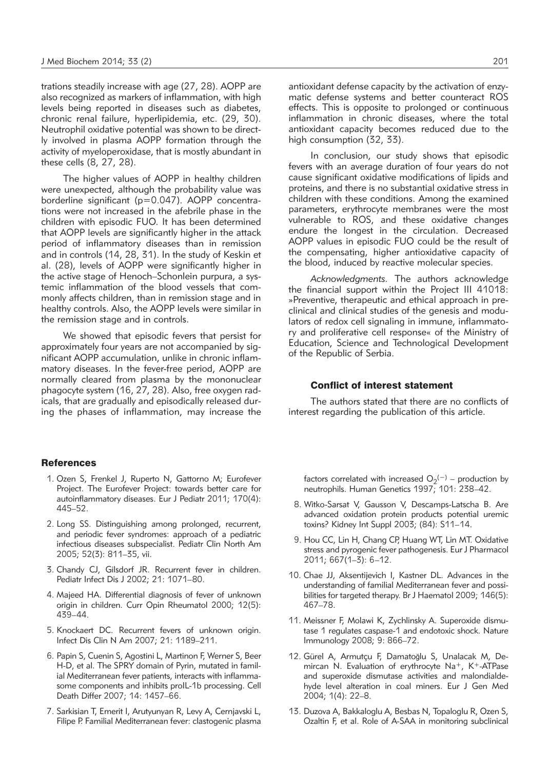trations steadily increase with age (27, 28). AOPP are also recognized as markers of inflammation, with high levels being reported in diseases such as diabetes, chronic renal failure, hyperlipidemia, etc. (29, 30). Neutrophil oxidative potential was shown to be directly involved in plasma AOPP formation through the activity of myeloperoxidase, that is mostly abundant in these cells (8, 27, 28).

The higher values of AOPP in healthy children were unexpected, although the probability value was borderline significant ($p=0.047$). AOPP concentrations were not increased in the afebrile phase in the children with episodic FUO. It has been determined that AOPP levels are significantly higher in the attack period of inflammatory diseases than in remission and in controls (14, 28, 31). In the study of Keskin et al. (28), levels of AOPP were significantly higher in the active stage of Henoch–Schonlein purpura, a systemic inflammation of the blood vessels that commonly affects children, than in remission stage and in healthy controls. Also, the AOPP levels were similar in the remission stage and in controls.

We showed that episodic fevers that persist for approximately four years are not accompanied by significant AOPP accumulation, unlike in chronic inflammatory diseases. In the fever-free period, AOPP are normally cleared from plasma by the mononuclear phagocyte system (16, 27, 28). Also, free oxygen radicals, that are gradually and episodically released during the phases of inflammation, may increase the antioxidant defense capacity by the activation of enzymatic defense systems and better counteract ROS effects. This is opposite to prolonged or continuous inflammation in chronic diseases, where the total antioxidant capacity becomes reduced due to the high consumption (32, 33).

In conclusion, our study shows that episodic fevers with an average duration of four years do not cause significant oxidative modifications of lipids and proteins, and there is no substantial oxidative stress in children with these conditions. Among the examined parameters, erythrocyte membranes were the most vulnerable to ROS, and these oxidative changes endure the longest in the circulation. Decreased AOPP values in episodic FUO could be the result of the compensating, higher antioxidative capacity of the blood, induced by reactive molecular species.

*Acknowledgments.* The authors acknowledge the financial support within the Project III 41018: »Preventive, therapeutic and ethical approach in preclinical and clinical studies of the genesis and modulators of redox cell signaling in immune, inflammatory and proliferative cell response« of the Ministry of Education, Science and Technological Development of the Republic of Serbia.

### Conflict of interest statement

The authors stated that there are no conflicts of interest regarding the publication of this article.

## References

1. Ozen S, Frenkel J, Ruperto N, Gattorno M; Eurofever Project. The Eurofever Project: towards better care for autoinflammatory diseases. Eur J Pediatr 2011; 170(4): 445–52.
2. Long SS. Distinguishing among prolonged, recurrent, and periodic fever syndromes: approach of a pediatric infectious diseases subspecialist. Pediatr Clin North Am 2005; 52(3): 811–35, vii.
3. Chandy CJ, Gilsdorf JR. Recurrent fever in children. Pediatr Infect Dis J 2002; 21: 1071–80.
4. Majeed HA. Differential diagnosis of fever of unknown origin in children. Curr Opin Rheumatol 2000; 12(5): 439–44.
5. Knockaert DC. Recurrent fevers of unknown origin. Infect Dis Clin N Am 2007; 21: 1189–211.
6. Papin S, Cuenin S, Agostini L, Martinon F, Werner S, Beer H-D, et al. The SPRY domain of Pyrin, mutated in familial Mediterranean fever patients, interacts with inflammasome components and inhibits proIL-1b processing. Cell Death Differ 2007; 14: 1457–66.
7. Sarkisian T, Emerit I, Arutyunyan R, Levy A, Cernjavski L, Filipe P. Familial Mediterranean fever: clastogenic plasma factors correlated with increased $O_2^{(-)}$ – production by neutrophils. Human Genetics 1997; 101: 238–42.
8. Witko-Sarsat V, Gausson V, Descamps-Latscha B. Are advanced oxidation protein products potential uremic toxins? Kidney Int Suppl 2003; (84): S11–14.
9. Hou CC, Lin H, Chang CP, Huang WT, Lin MT. Oxidative stress and pyrogenic fever pathogenesis. Eur J Pharmacol 2011; 667(1–3): 6–12.
10. Chae JJ, Aksentijevich I, Kastner DL. Advances in the understanding of familial Mediterranean fever and possibilities for targeted therapy. Br J Haematol 2009; 146(5): 467–78.
11. Meissner F, Molawi K, Zychlinsky A. Superoxide dismutase 1 regulates caspase-1 and endotoxic shock. Nature Immunology 2008; 9: 866–72.
12. Gürel A, Armutçu F, Damatoğlu S, Unalacak M, Demircan N. Evaluation of erythrocyte $Na^+$, $K^+$-ATPase and superoxide dismutase activities and malondialdehyde level alteration in coal miners. Eur J Gen Med 2004; 1(4): 22–8.
13. Duzova A, Bakkaloglu A, Besbas N, Topaloglu R, Ozen S, Ozaltin F, et al. Role of A-SAA in monitoring subclinical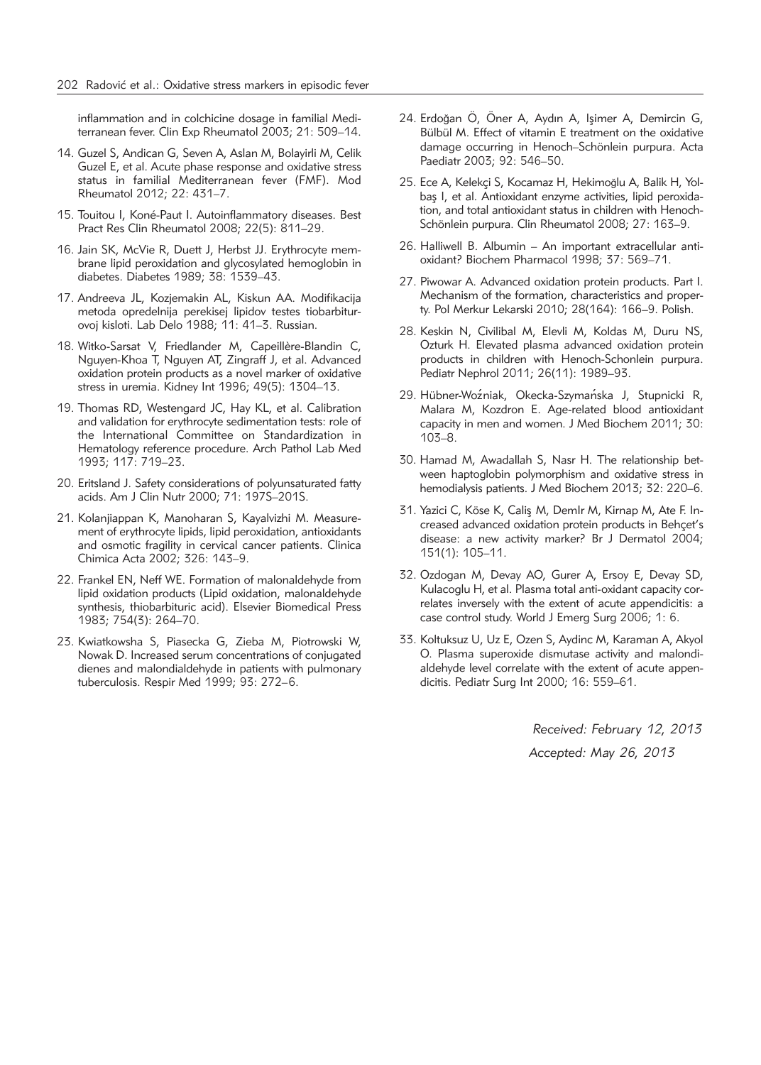inflammation and in colchicine dosage in familial Mediterranean fever. Clin Exp Rheumatol 2003; 21: 509–14.

14. Guzel S, Andican G, Seven A, Aslan M, Bolayirli M, Celik Guzel E, et al. Acute phase response and oxidative stress status in familial Mediterranean fever (FMF). Mod Rheumatol 2012; 22: 431–7.

15. Touitou I, Koné-Paut I. Autoinflammatory diseases. Best Pract Res Clin Rheumatol 2008; 22(5): 811–29.

16. Jain SK, McVie R, Duett J, Herbst JJ. Erythrocyte membrane lipid peroxidation and glycosylated hemoglobin in diabetes. Diabetes 1989; 38: 1539–43.

17. Andreeva JL, Kozjemakin AL, Kiskun AA. Modifikacija metoda opredelnija perekisej lipidov testes tiobarbiturovoj kisloti. Lab Delo 1988; 11: 41–3. Russian.

18. Witko-Sarsat V, Friedlander M, Capeillère-Blandin C, Nguyen-Khoa T, Nguyen AT, Zingraff J, et al. Advanced oxidation protein products as a novel marker of oxidative stress in uremia. Kidney Int 1996; 49(5): 1304–13.

19. Thomas RD, Westengard JC, Hay KL, et al. Calibration and validation for erythrocyte sedimentation tests: role of the International Committee on Standardization in Hematology reference procedure. Arch Pathol Lab Med 1993; 117: 719–23.

20. Eritsland J. Safety considerations of polyunsaturated fatty acids. Am J Clin Nutr 2000; 71: 197S–201S.

21. Kolanjiappan K, Manoharan S, Kayalvizhi M. Measurement of erythrocyte lipids, lipid peroxidation, antioxidants and osmotic fragility in cervical cancer patients. Clinica Chimica Acta 2002; 326: 143–9.

22. Frankel EN, Neff WE. Formation of malonaldehyde from lipid oxidation products (Lipid oxidation, malonaldehyde synthesis, thiobarbituric acid). Elsevier Biomedical Press 1983; 754(3): 264–70.

23. Kwiatkowsha S, Piasecka G, Zieba M, Piotrowski W, Nowak D. Increased serum concentrations of conjugated dienes and malondialdehyde in patients with pulmonary tuberculosis. Respir Med 1999; 93: 272–6.

24. Erdoğan Ö, Öner A, Aydın A, Işimer A, Demircin G, Bülbül M. Effect of vitamin E treatment on the oxidative damage occurring in Henoch–Schönlein purpura. Acta Paediatr 2003; 92: 546–50.

25. Ece A, Kelekçi S, Kocamaz H, Hekimoğlu A, Balik H, Yolbaş I, et al. Antioxidant enzyme activities, lipid peroxidation, and total antioxidant status in children with Henoch-Schönlein purpura. Clin Rheumatol 2008; 27: 163–9.

26. Halliwell B. Albumin – An important extracellular antioxidant? Biochem Pharmacol 1998; 37: 569–71.

27. Piwowar A. Advanced oxidation protein products. Part I. Mechanism of the formation, characteristics and property. Pol Merkur Lekarski 2010; 28(164): 166–9. Polish.

28. Keskin N, Civilibal M, Elevli M, Koldas M, Duru NS, Ozturk H. Elevated plasma advanced oxidation protein products in children with Henoch-Schonlein purpura. Pediatr Nephrol 2011; 26(11): 1989–93.

29. Hübner-Woźniak, Okecka-Szymańska J, Stupnicki R, Malara M, Kozdron E. Age-related blood antioxidant capacity in men and women. J Med Biochem 2011; 30: 103–8.

30. Hamad M, Awadallah S, Nasr H. The relationship between haptoglobin polymorphism and oxidative stress in hemodialysis patients. J Med Biochem 2013; 32: 220–6.

31. Yazici C, Köse K, Caliş M, DemIr M, Kirnap M, Ate F. Increased advanced oxidation protein products in Behçet's disease: a new activity marker? Br J Dermatol 2004; 151(1): 105–11.

32. Ozdogan M, Devay AO, Gurer A, Ersoy E, Devay SD, Kulacoglu H, et al. Plasma total anti-oxidant capacity correlates inversely with the extent of acute appendicitis: a case control study. World J Emerg Surg 2006; 1: 6.

33. Koltuksuz U, Uz E, Ozen S, Aydinc M, Karaman A, Akyol O. Plasma superoxide dismutase activity and malondialdehyde level correlate with the extent of acute appendicitis. Pediatr Surg Int 2000; 16: 559–61.

*Received: February 12, 2013*

*Accepted: May 26, 2013*